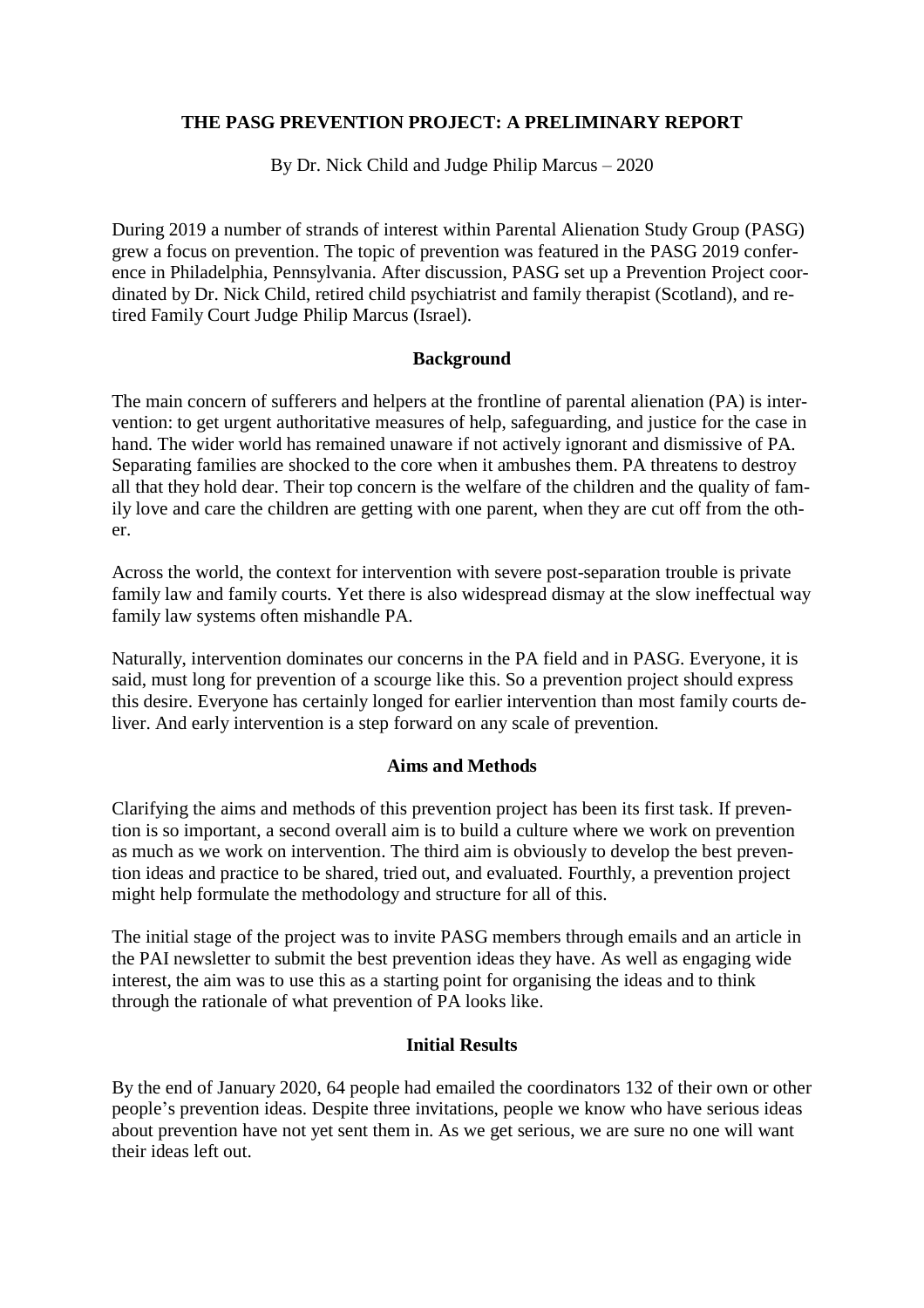# THE PASG PREVENTION PROJECT: A PRELIMINARY REPORT

By Dr. Nick Child and Judge Philip Marcus – 2020

During 2019 a number of strands of interest within Parental Alienation Study Group (PASG) grew a focus on prevention. The topic of prevention was featured in the PASG 2019 conference in Philadelphia, Pennsylvania. After discussion, PASG set up a Prevention Project coordinated by Dr. Nick Child, retired child psychiatrist and family therapist (Scotland), and retired Family Court Judge Philip Marcus (Israel).

## Background

The main concern of sufferers and helpers at the frontline of parental alienation (PA) is intervention: to get urgent authoritative measures of help, safeguarding, and justice for the case in hand. The wider world has remained unaware if not actively ignorant and dismissive of PA. Separating families are shocked to the core when it ambushes them. PA threatens to destroy all that they hold dear. Their top concern is the welfare of the children and the quality of family love and care the children are getting with one parent, when they are cut off from the other.

Across the world, the context for intervention with severe post-separation trouble is private family law and family courts. Yet there is also widespread dismay at the slow ineffectual way family law systems often mishandle PA.

Naturally, intervention dominates our concerns in the PA field and in PASG. Everyone, it is said, must long for prevention of a scourge like this. So a prevention project should express this desire. Everyone has certainly longed for earlier intervention than most family courts deliver. And early intervention is a step forward on any scale of prevention.

## Aims and Methods

Clarifying the aims and methods of this prevention project has been its first task. If prevention is so important, a second overall aim is to build a culture where we work on prevention as much as we work on intervention. The third aim is obviously to develop the best prevention ideas and practice to be shared, tried out, and evaluated. Fourthly, a prevention project might help formulate the methodology and structure for all of this.

The initial stage of the project was to invite PASG members through emails and an article in the PAI newsletter to submit the best prevention ideas they have. As well as engaging wide interest, the aim was to use this as a starting point for organising the ideas and to think through the rationale of what prevention of PA looks like.

## Initial Results

By the end of January 2020, 64 people had emailed the coordinators 132 of their own or other people's prevention ideas. Despite three invitations, people we know who have serious ideas about prevention have not yet sent them in. As we get serious, we are sure no one will want their ideas left out.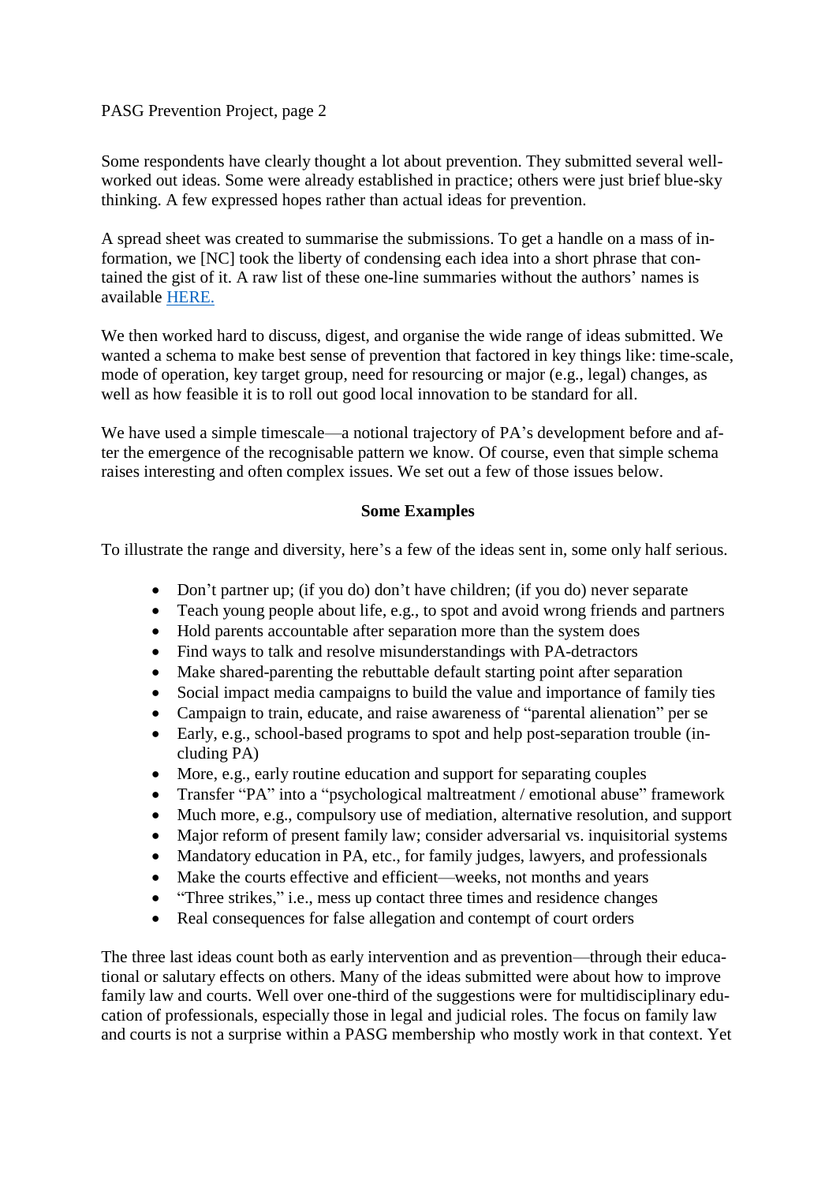Some respondents have clearly thought a lot about prevention. They submitted several well-worked out ideas. Some were already established in practice; others were just brief blue-sky thinking. A few expressed hopes rather than actual ideas for prevention.

A spread sheet was created to summarise the submissions. To get a handle on a mass of information, we [NC] took the liberty of condensing each idea into a short phrase that contained the gist of it. A raw list of these one-line summaries without the authors' names is available [HERE.]

We then worked hard to discuss, digest, and organise the wide range of ideas submitted. We wanted a schema to make best sense of prevention that factored in key things like: time-scale, mode of operation, key target group, need for resourcing or major (e.g., legal) changes, as well as how feasible it is to roll out good local innovation to be standard for all.

We have used a simple timescale—a notional trajectory of PA's development before and after the emergence of the recognisable pattern we know. Of course, even that simple schema raises interesting and often complex issues. We set out a few of those issues below.

## Some Examples

To illustrate the range and diversity, here's a few of the ideas sent in, some only half serious.

- Don't partner up; (if you do) don't have children; (if you do) never separate
- Teach young people about life, e.g., to spot and avoid wrong friends and partners
- Hold parents accountable after separation more than the system does
- Find ways to talk and resolve misunderstandings with PA-detractors
- Make shared-parenting the rebuttable default starting point after separation
- Social impact media campaigns to build the value and importance of family ties
- Campaign to train, educate, and raise awareness of "parental alienation" per se
- Early, e.g., school-based programs to spot and help post-separation trouble (including PA)
- More, e.g., early routine education and support for separating couples
- Transfer "PA" into a "psychological maltreatment / emotional abuse" framework
- Much more, e.g., compulsory use of mediation, alternative resolution, and support
- Major reform of present family law; consider adversarial vs. inquisitorial systems
- Mandatory education in PA, etc., for family judges, lawyers, and professionals
- Make the courts effective and efficient—weeks, not months and years
- "Three strikes," i.e., mess up contact three times and residence changes
- Real consequences for false allegation and contempt of court orders

The three last ideas count both as early intervention and as prevention—through their educational or salutary effects on others. Many of the ideas submitted were about how to improve family law and courts. Well over one-third of the suggestions were for multidisciplinary education of professionals, especially those in legal and judicial roles. The focus on family law and courts is not a surprise within a PASG membership who mostly work in that context. Yet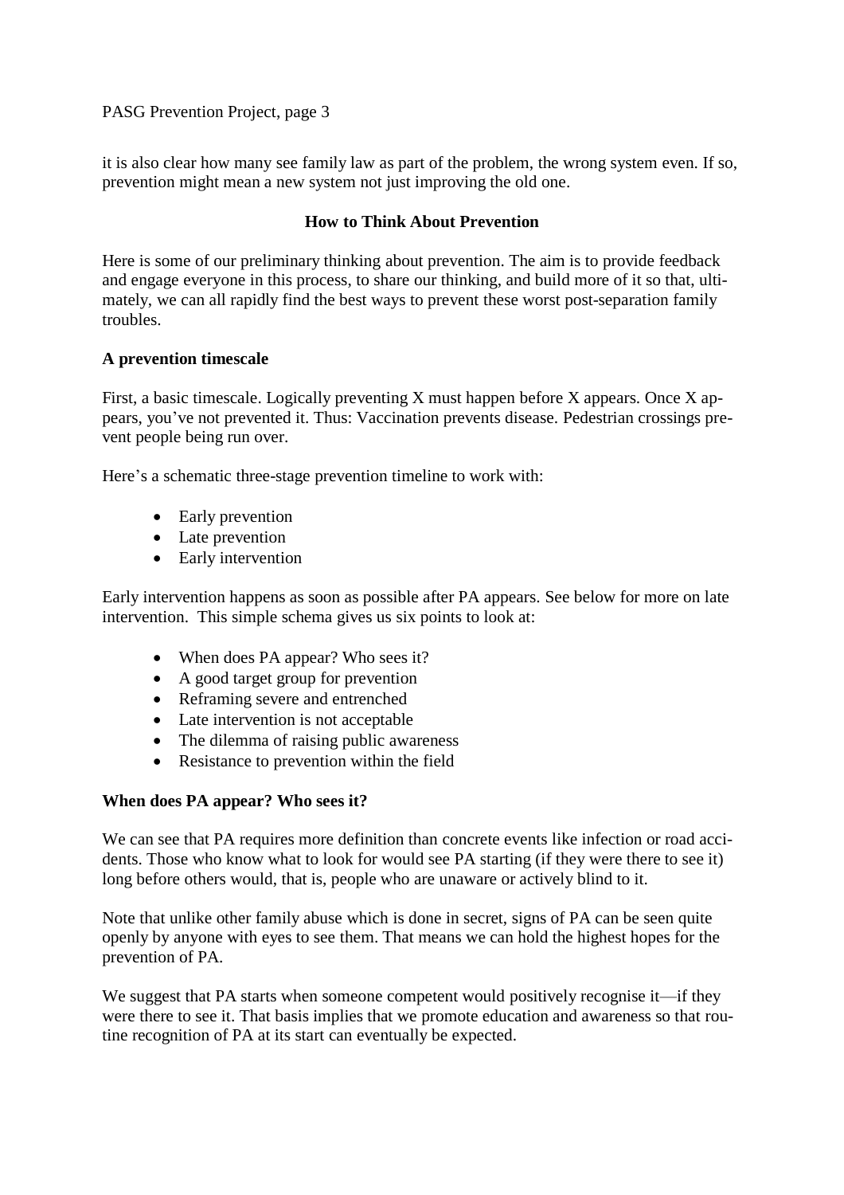it is also clear how many see family law as part of the problem, the wrong system even. If so, prevention might mean a new system not just improving the old one.

## How to Think About Prevention

Here is some of our preliminary thinking about prevention. The aim is to provide feedback and engage everyone in this process, to share our thinking, and build more of it so that, ultimately, we can all rapidly find the best ways to prevent these worst post-separation family troubles.

### A prevention timescale

First, a basic timescale. Logically preventing X must happen before X appears. Once X appears, you've not prevented it. Thus: Vaccination prevents disease. Pedestrian crossings prevent people being run over.

Here's a schematic three-stage prevention timeline to work with:

- Early prevention
- Late prevention
- Early intervention

Early intervention happens as soon as possible after PA appears. See below for more on late intervention. This simple schema gives us six points to look at:

- When does PA appear? Who sees it?
- A good target group for prevention
- Reframing severe and entrenched
- Late intervention is not acceptable
- The dilemma of raising public awareness
- Resistance to prevention within the field

### When does PA appear? Who sees it?

We can see that PA requires more definition than concrete events like infection or road accidents. Those who know what to look for would see PA starting (if they were there to see it) long before others would, that is, people who are unaware or actively blind to it.

Note that unlike other family abuse which is done in secret, signs of PA can be seen quite openly by anyone with eyes to see them. That means we can hold the highest hopes for the prevention of PA.

We suggest that PA starts when someone competent would positively recognise it—if they were there to see it. That basis implies that we promote education and awareness so that routine recognition of PA at its start can eventually be expected.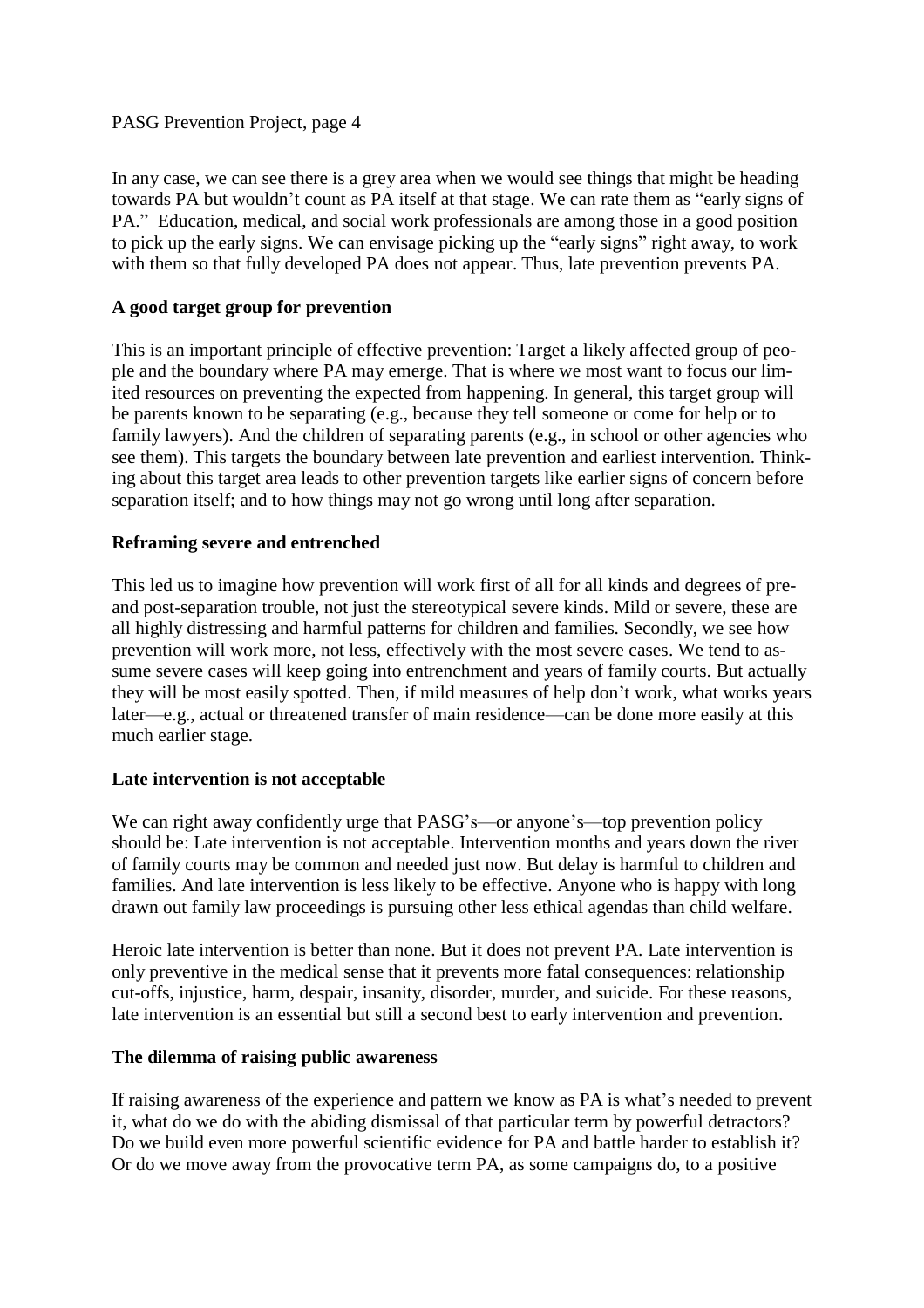In any case, we can see there is a grey area when we would see things that might be heading towards PA but wouldn't count as PA itself at that stage. We can rate them as "early signs of PA." Education, medical, and social work professionals are among those in a good position to pick up the early signs. We can envisage picking up the "early signs" right away, to work with them so that fully developed PA does not appear. Thus, late prevention prevents PA.

**A good target group for prevention**

This is an important principle of effective prevention: Target a likely affected group of people and the boundary where PA may emerge. That is where we most want to focus our limited resources on preventing the expected from happening. In general, this target group will be parents known to be separating (e.g., because they tell someone or come for help or to family lawyers). And the children of separating parents (e.g., in school or other agencies who see them). This targets the boundary between late prevention and earliest intervention. Thinking about this target area leads to other prevention targets like earlier signs of concern before separation itself; and to how things may not go wrong until long after separation.

**Reframing severe and entrenched**

This led us to imagine how prevention will work first of all for all kinds and degrees of pre- and post-separation trouble, not just the stereotypical severe kinds. Mild or severe, these are all highly distressing and harmful patterns for children and families. Secondly, we see how prevention will work more, not less, effectively with the most severe cases. We tend to assume severe cases will keep going into entrenchment and years of family courts. But actually they will be most easily spotted. Then, if mild measures of help don't work, what works years later—e.g., actual or threatened transfer of main residence—can be done more easily at this much earlier stage.

**Late intervention is not acceptable**

We can right away confidently urge that PASG's—or anyone's—top prevention policy should be: Late intervention is not acceptable. Intervention months and years down the river of family courts may be common and needed just now. But delay is harmful to children and families. And late intervention is less likely to be effective. Anyone who is happy with long drawn out family law proceedings is pursuing other less ethical agendas than child welfare.

Heroic late intervention is better than none. But it does not prevent PA. Late intervention is only preventive in the medical sense that it prevents more fatal consequences: relationship cut-offs, injustice, harm, despair, insanity, disorder, murder, and suicide. For these reasons, late intervention is an essential but still a second best to early intervention and prevention.

**The dilemma of raising public awareness**

If raising awareness of the experience and pattern we know as PA is what's needed to prevent it, what do we do with the abiding dismissal of that particular term by powerful detractors? Do we build even more powerful scientific evidence for PA and battle harder to establish it? Or do we move away from the provocative term PA, as some campaigns do, to a positive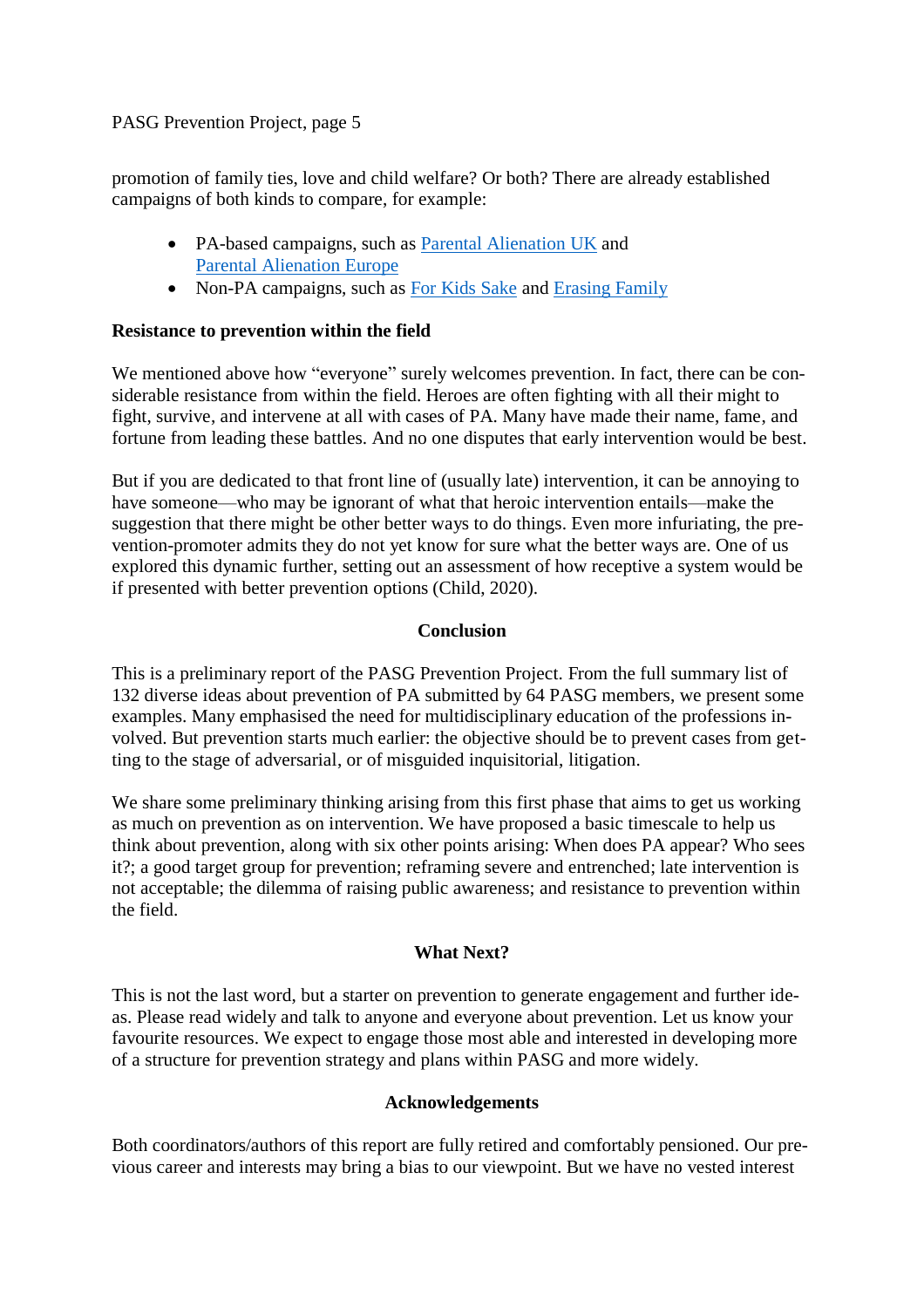promotion of family ties, love and child welfare? Or both? There are already established campaigns of both kinds to compare, for example:

- PA-based campaigns, such as Parental Alienation UK and Parental Alienation Europe
- Non-PA campaigns, such as For Kids Sake and Erasing Family

**Resistance to prevention within the field**

We mentioned above how "everyone" surely welcomes prevention. In fact, there can be considerable resistance from within the field. Heroes are often fighting with all their might to fight, survive, and intervene at all with cases of PA. Many have made their name, fame, and fortune from leading these battles. And no one disputes that early intervention would be best.

But if you are dedicated to that front line of (usually late) intervention, it can be annoying to have someone—who may be ignorant of what that heroic intervention entails—make the suggestion that there might be other better ways to do things. Even more infuriating, the prevention-promoter admits they do not yet know for sure what the better ways are. One of us explored this dynamic further, setting out an assessment of how receptive a system would be if presented with better prevention options (Child, 2020).

## Conclusion

This is a preliminary report of the PASG Prevention Project. From the full summary list of 132 diverse ideas about prevention of PA submitted by 64 PASG members, we present some examples. Many emphasised the need for multidisciplinary education of the professions involved. But prevention starts much earlier: the objective should be to prevent cases from getting to the stage of adversarial, or of misguided inquisitorial, litigation.

We share some preliminary thinking arising from this first phase that aims to get us working as much on prevention as on intervention. We have proposed a basic timescale to help us think about prevention, along with six other points arising: When does PA appear? Who sees it?; a good target group for prevention; reframing severe and entrenched; late intervention is not acceptable; the dilemma of raising public awareness; and resistance to prevention within the field.

## What Next?

This is not the last word, but a starter on prevention to generate engagement and further ideas. Please read widely and talk to anyone and everyone about prevention. Let us know your favourite resources. We expect to engage those most able and interested in developing more of a structure for prevention strategy and plans within PASG and more widely.

## Acknowledgements

Both coordinators/authors of this report are fully retired and comfortably pensioned. Our previous career and interests may bring a bias to our viewpoint. But we have no vested interest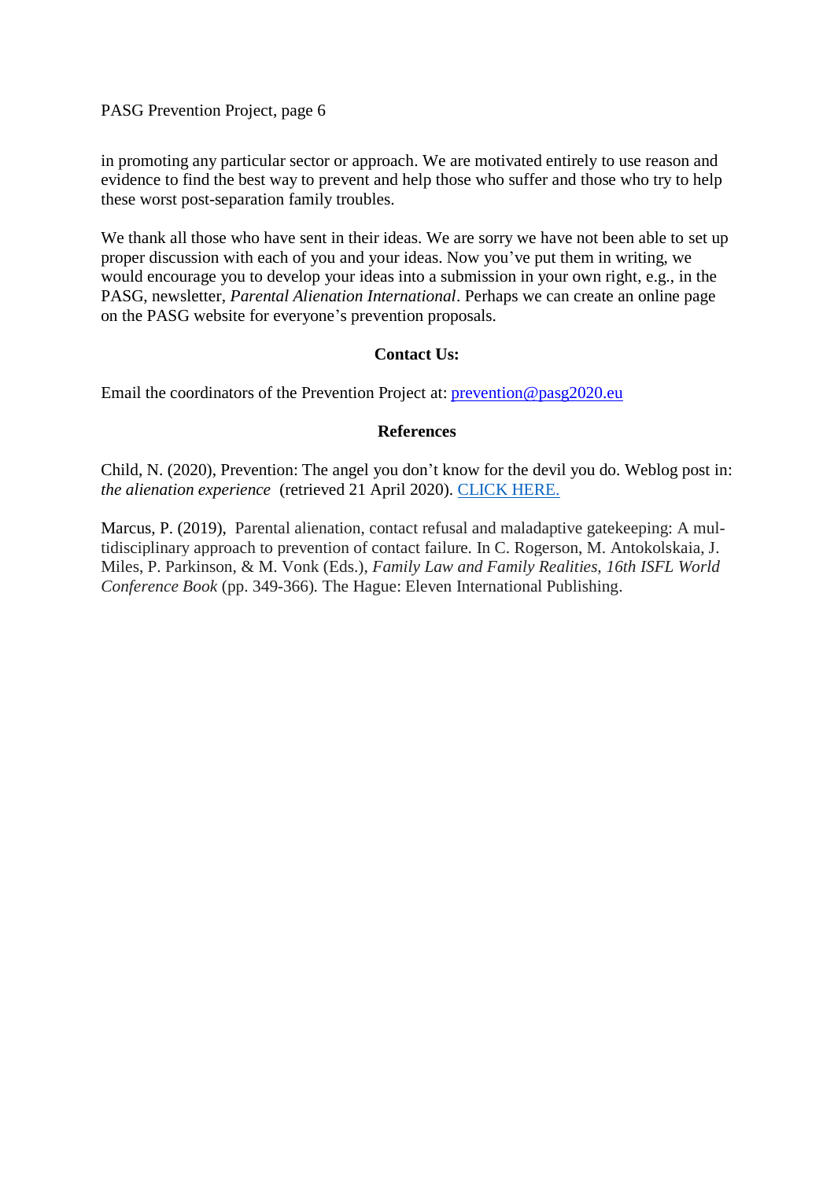in promoting any particular sector or approach. We are motivated entirely to use reason and evidence to find the best way to prevent and help those who suffer and those who try to help these worst post-separation family troubles.

We thank all those who have sent in their ideas. We are sorry we have not been able to set up proper discussion with each of you and your ideas. Now you've put them in writing, we would encourage you to develop your ideas into a submission in your own right, e.g., in the PASG, newsletter, *Parental Alienation International*. Perhaps we can create an online page on the PASG website for everyone's prevention proposals.

**Contact Us:**

Email the coordinators of the Prevention Project at: prevention@pasg2020.eu

**References**

Child, N. (2020), Prevention: The angel you don't know for the devil you do. Weblog post in: *the alienation experience* (retrieved 21 April 2020). CLICK HERE.

Marcus, P. (2019), Parental alienation, contact refusal and maladaptive gatekeeping: A multidisciplinary approach to prevention of contact failure. In C. Rogerson, M. Antokolskaia, J. Miles, P. Parkinson, & M. Vonk (Eds.), *Family Law and Family Realities, 16th ISFL World Conference Book* (pp. 349-366). The Hague: Eleven International Publishing.